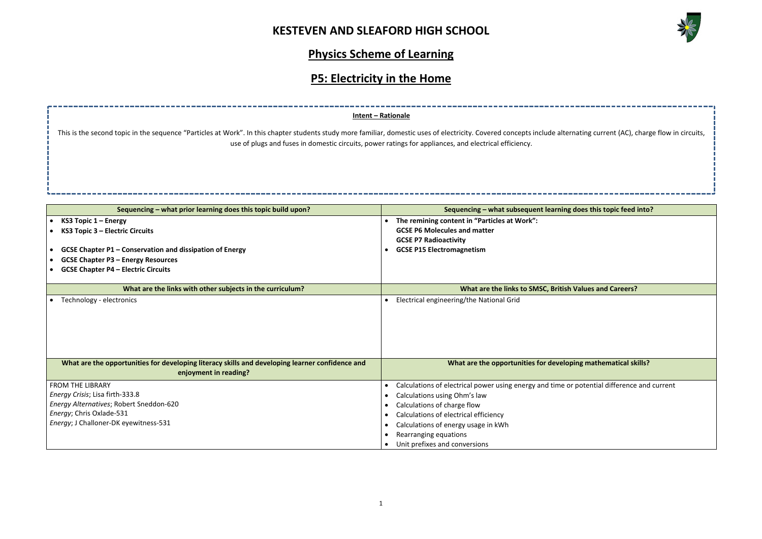# KESTEVEN AND SLEAFORD HIGH SCHOOL

## Physics Scheme of Learning

## P5: Electricity in the Home

**Intent – Rationale**

This is the second topic in the sequence "Particles at Work". In this chapter students study more familiar, domestic uses of electricity. Covered concepts include alternating current (AC), charge flow in circuits, use of plugs and fuses in domestic circuits, power ratings for appliances, and electrical efficiency.

| Sequencing – what prior learning does this topic build upon? | Sequencing – what subsequent learning does this topic feed into? |
|---|---|
| • **KS3 Topic 1 – Energy**<br>• **KS3 Topic 3 – Electric Circuits**<br><br>• **GCSE Chapter P1 – Conservation and dissipation of Energy**<br>• **GCSE Chapter P3 – Energy Resources**<br>• **GCSE Chapter P4 – Electric Circuits** | • **The remining content in "Particles at Work":**<br>**GCSE P6 Molecules and matter**<br>**GCSE P7 Radioactivity**<br>• **GCSE P15 Electromagnetism** |
| **What are the links with other subjects in the curriculum?** | **What are the links to SMSC, British Values and Careers?** |
| • Technology - electronics | • Electrical engineering/the National Grid |
| **What are the opportunities for developing literacy skills and developing learner confidence and enjoyment in reading?** | **What are the opportunities for developing mathematical skills?** |
| FROM THE LIBRARY<br>*Energy Crisis*; Lisa firth-333.8<br>*Energy Alternatives*; Robert Sneddon-620<br>*Energy*; Chris Oxlade-531<br>*Energy*; J Challoner-DK eyewitness-531 | • Calculations of electrical power using energy and time or potential difference and current<br>• Calculations using Ohm's law<br>• Calculations of charge flow<br>• Calculations of electrical efficiency<br>• Calculations of energy usage in kWh<br>• Rearranging equations<br>• Unit prefixes and conversions |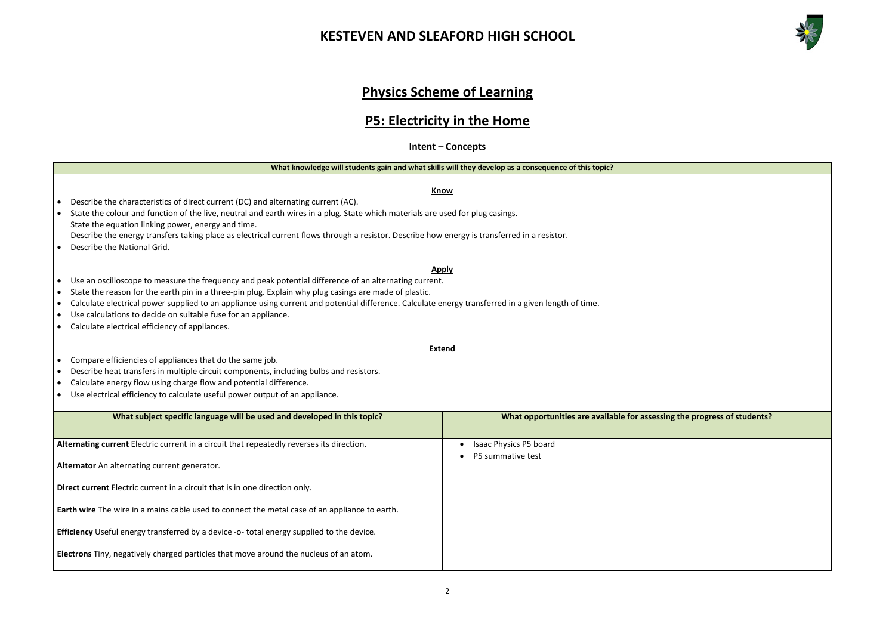# KESTEVEN AND SLEAFORD HIGH SCHOOL

## Physics Scheme of Learning

## P5: Electricity in the Home

### Intent – Concepts

**What knowledge will students gain and what skills will they develop as a consequence of this topic?**

**Know**

- Describe the characteristics of direct current (DC) and alternating current (AC).
- State the colour and function of the live, neutral and earth wires in a plug. State which materials are used for plug casings.
  State the equation linking power, energy and time.
  Describe the energy transfers taking place as electrical current flows through a resistor. Describe how energy is transferred in a resistor.
- Describe the National Grid.

**Apply**

- Use an oscilloscope to measure the frequency and peak potential difference of an alternating current.
- State the reason for the earth pin in a three-pin plug. Explain why plug casings are made of plastic.
- Calculate electrical power supplied to an appliance using current and potential difference. Calculate energy transferred in a given length of time.
- Use calculations to decide on suitable fuse for an appliance.
- Calculate electrical efficiency of appliances.

**Extend**

- Compare efficiencies of appliances that do the same job.
- Describe heat transfers in multiple circuit components, including bulbs and resistors.
- Calculate energy flow using charge flow and potential difference.
- Use electrical efficiency to calculate useful power output of an appliance.

| What subject specific language will be used and developed in this topic? | What opportunities are available for assessing the progress of students? |
|---|---|
| **Alternating current** Electric current in a circuit that repeatedly reverses its direction.<br><br>**Alternator** An alternating current generator.<br><br>**Direct current** Electric current in a circuit that is in one direction only.<br><br>**Earth wire** The wire in a mains cable used to connect the metal case of an appliance to earth.<br><br>**Efficiency** Useful energy transferred by a device -o- total energy supplied to the device.<br><br>**Electrons** Tiny, negatively charged particles that move around the nucleus of an atom. | • Isaac Physics P5 board<br>• P5 summative test |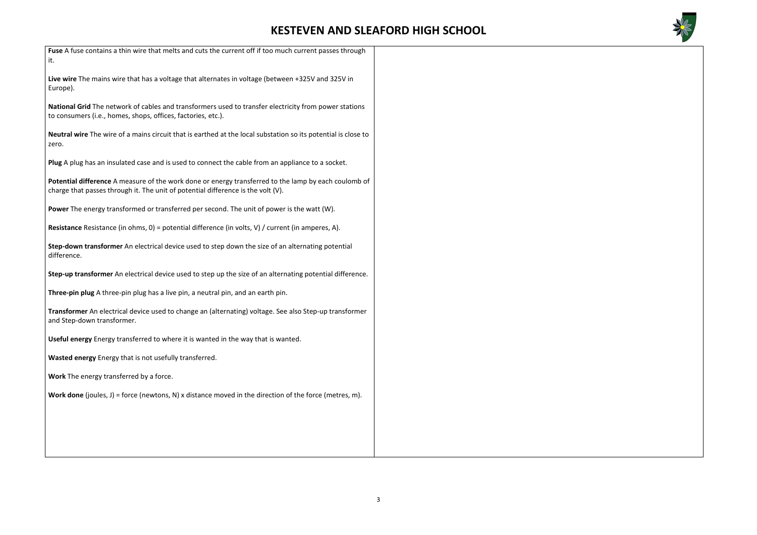**Fuse** A fuse contains a thin wire that melts and cuts the current off if too much current passes through it.

**Live wire** The mains wire that has a voltage that alternates in voltage (between +325V and 325V in Europe).

**National Grid** The network of cables and transformers used to transfer electricity from power stations to consumers (i.e., homes, shops, offices, factories, etc.).

**Neutral wire** The wire of a mains circuit that is earthed at the local substation so its potential is close to zero.

**Plug** A plug has an insulated case and is used to connect the cable from an appliance to a socket.

**Potential difference** A measure of the work done or energy transferred to the lamp by each coulomb of charge that passes through it. The unit of potential difference is the volt (V).

**Power** The energy transformed or transferred per second. The unit of power is the watt (W).

**Resistance** Resistance (in ohms, 0) = potential difference (in volts, V) / current (in amperes, A).

**Step-down transformer** An electrical device used to step down the size of an alternating potential difference.

**Step-up transformer** An electrical device used to step up the size of an alternating potential difference.

**Three-pin plug** A three-pin plug has a live pin, a neutral pin, and an earth pin.

**Transformer** An electrical device used to change an (alternating) voltage. See also Step-up transformer and Step-down transformer.

**Useful energy** Energy transferred to where it is wanted in the way that is wanted.

**Wasted energy** Energy that is not usefully transferred.

**Work** The energy transferred by a force.

**Work done** (joules, J) = force (newtons, N) x distance moved in the direction of the force (metres, m).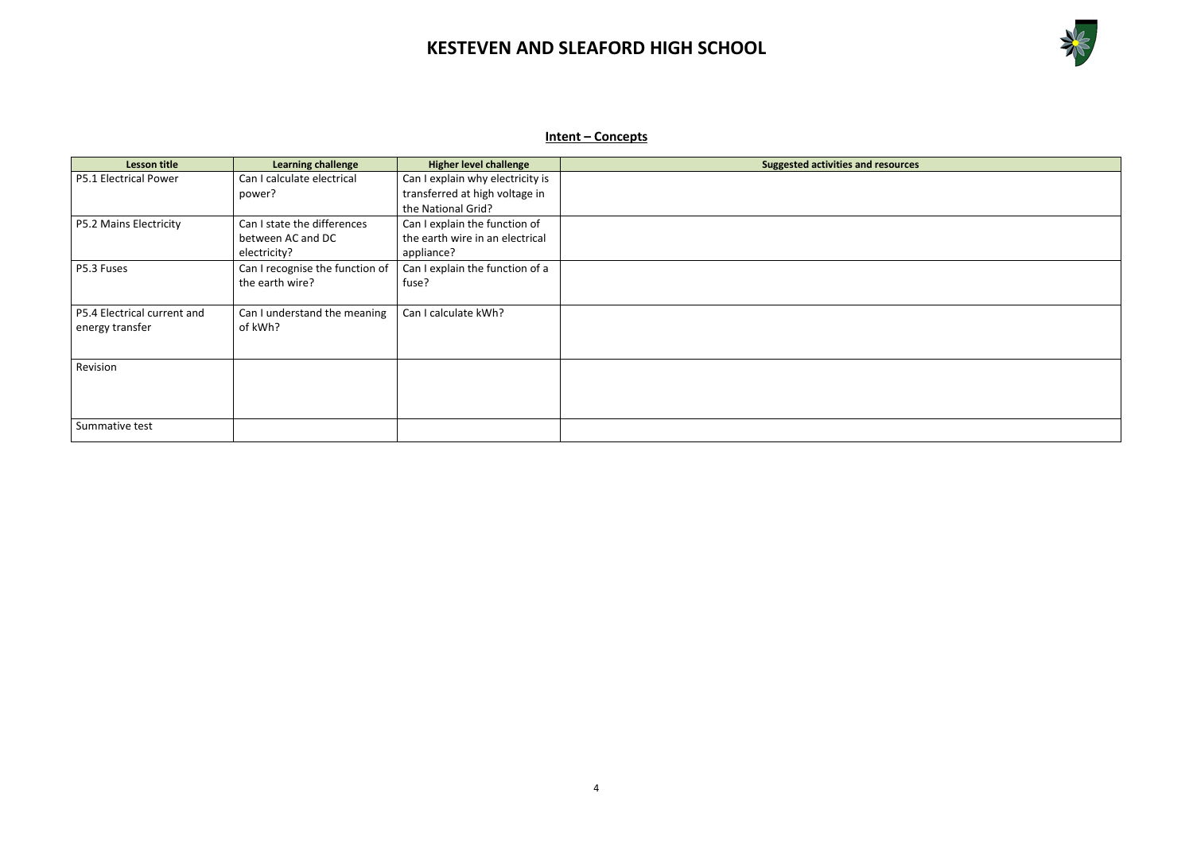# KESTEVEN AND SLEAFORD HIGH SCHOOL

## Intent – Concepts

| Lesson title | Learning challenge | Higher level challenge | Suggested activities and resources |
|---|---|---|---|
| P5.1 Electrical Power | Can I calculate electrical power? | Can I explain why electricity is transferred at high voltage in the National Grid? | |
| P5.2 Mains Electricity | Can I state the differences between AC and DC electricity? | Can I explain the function of the earth wire in an electrical appliance? | |
| P5.3 Fuses | Can I recognise the function of the earth wire? | Can I explain the function of a fuse? | |
| P5.4 Electrical current and energy transfer | Can I understand the meaning of kWh? | Can I calculate kWh? | |
| Revision | | | |
| Summative test | | | |